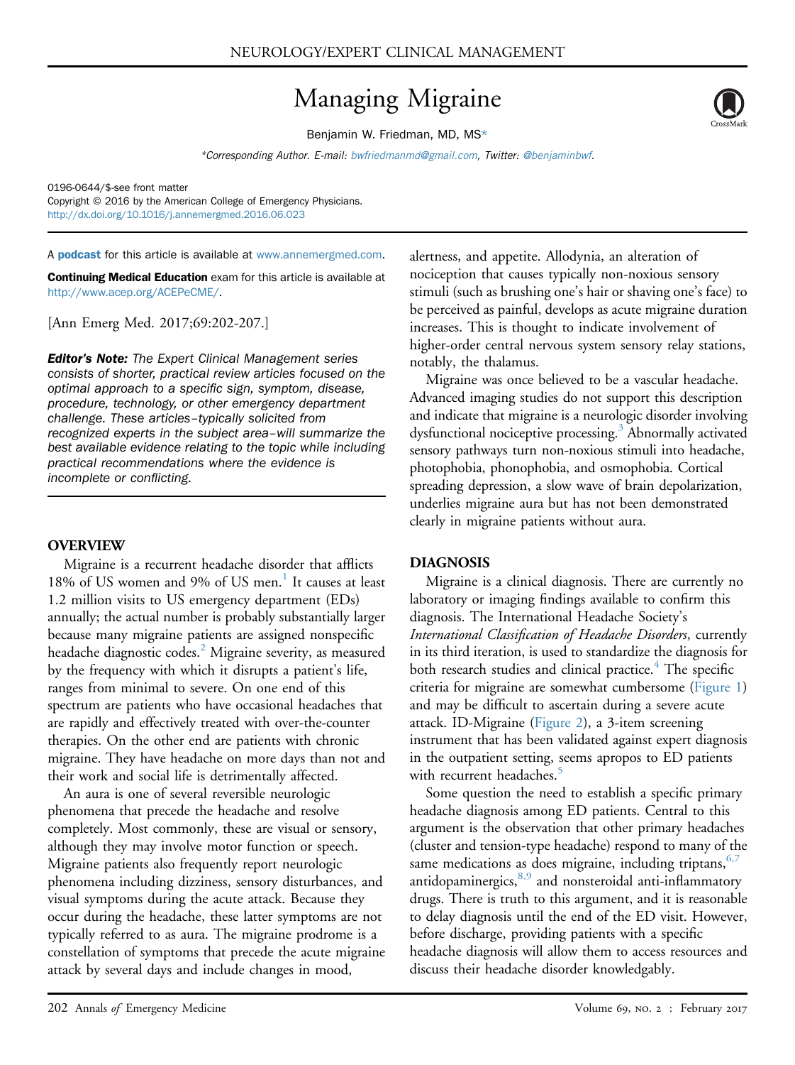NEUROLOGY/EXPERT CLINICAL MANAGEMENT

# Managing Migraine

Benjamin W. Friedman, MD, MS*

*Corresponding Author. E-mail: bwfriedmanmd@gmail.com, Twitter: @benjaminbwf.

0196-0644/$-see front matter
Copyright © 2016 by the American College of Emergency Physicians.
http://dx.doi.org/10.1016/j.annemergmed.2016.06.023

A **podcast** for this article is available at www.annemergmed.com.

**Continuing Medical Education** exam for this article is available at http://www.acep.org/ACEPeCME/.

[Ann Emerg Med. 2017;69:202-207.]

***Editor's Note:*** *The Expert Clinical Management series consists of shorter, practical review articles focused on the optimal approach to a specific sign, symptom, disease, procedure, technology, or other emergency department challenge. These articles–typically solicited from recognized experts in the subject area–will summarize the best available evidence relating to the topic while including practical recommendations where the evidence is incomplete or conflicting.*

## OVERVIEW

Migraine is a recurrent headache disorder that afflicts 18% of US women and 9% of US men.[1] It causes at least 1.2 million visits to US emergency department (EDs) annually; the actual number is probably substantially larger because many migraine patients are assigned nonspecific headache diagnostic codes.[2] Migraine severity, as measured by the frequency with which it disrupts a patient's life, ranges from minimal to severe. On one end of this spectrum are patients who have occasional headaches that are rapidly and effectively treated with over-the-counter therapies. On the other end are patients with chronic migraine. They have headache on more days than not and their work and social life is detrimentally affected.

An aura is one of several reversible neurologic phenomena that precede the headache and resolve completely. Most commonly, these are visual or sensory, although they may involve motor function or speech. Migraine patients also frequently report neurologic phenomena including dizziness, sensory disturbances, and visual symptoms during the acute attack. Because they occur during the headache, these latter symptoms are not typically referred to as aura. The migraine prodrome is a constellation of symptoms that precede the acute migraine attack by several days and include changes in mood, alertness, and appetite. Allodynia, an alteration of nociception that causes typically non-noxious sensory stimuli (such as brushing one's hair or shaving one's face) to be perceived as painful, develops as acute migraine duration increases. This is thought to indicate involvement of higher-order central nervous system sensory relay stations, notably, the thalamus.

Migraine was once believed to be a vascular headache. Advanced imaging studies do not support this description and indicate that migraine is a neurologic disorder involving dysfunctional nociceptive processing.[3] Abnormally activated sensory pathways turn non-noxious stimuli into headache, photophobia, phonophobia, and osmophobia. Cortical spreading depression, a slow wave of brain depolarization, underlies migraine aura but has not been demonstrated clearly in migraine patients without aura.

## DIAGNOSIS

Migraine is a clinical diagnosis. There are currently no laboratory or imaging findings available to confirm this diagnosis. The International Headache Society's *International Classification of Headache Disorders*, currently in its third iteration, is used to standardize the diagnosis for both research studies and clinical practice.[4] The specific criteria for migraine are somewhat cumbersome (Figure 1) and may be difficult to ascertain during a severe acute attack. ID-Migraine (Figure 2), a 3-item screening instrument that has been validated against expert diagnosis in the outpatient setting, seems apropos to ED patients with recurrent headaches.[5]

Some question the need to establish a specific primary headache diagnosis among ED patients. Central to this argument is the observation that other primary headaches (cluster and tension-type headache) respond to many of the same medications as does migraine, including triptans,[6,7] antidopaminergics,[8,9] and nonsteroidal anti-inflammatory drugs. There is truth to this argument, and it is reasonable to delay diagnosis until the end of the ED visit. However, before discharge, providing patients with a specific headache diagnosis will allow them to access resources and discuss their headache disorder knowledgably.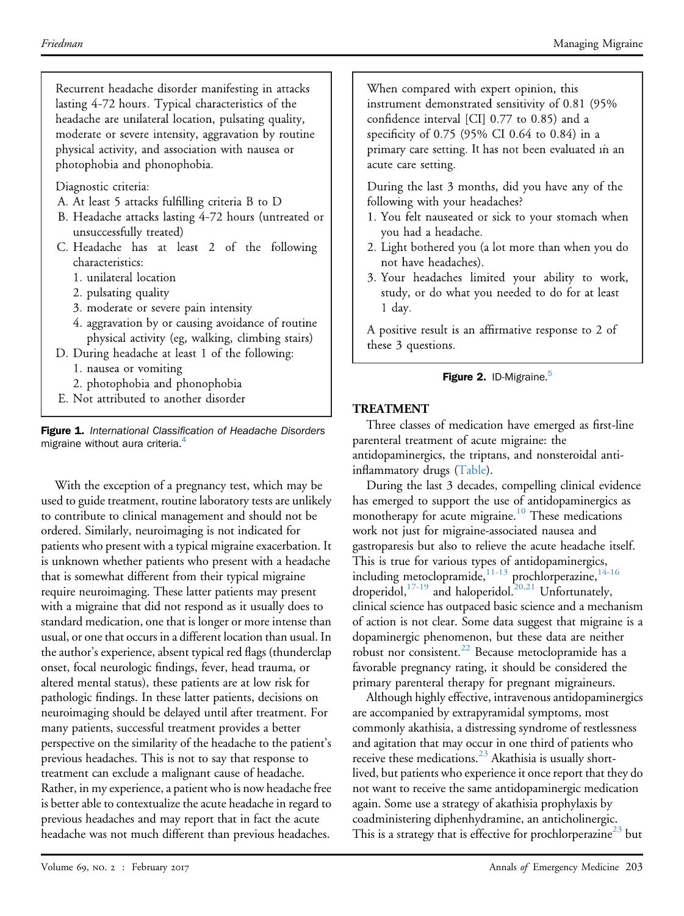Recurrent headache disorder manifesting in attacks lasting 4-72 hours. Typical characteristics of the headache are unilateral location, pulsating quality, moderate or severe intensity, aggravation by routine physical activity, and association with nausea or photophobia and phonophobia.

Diagnostic criteria:

A. At least 5 attacks fulfilling criteria B to D
B. Headache attacks lasting 4-72 hours (untreated or unsuccessfully treated)
C. Headache has at least 2 of the following characteristics:
   1. unilateral location
   2. pulsating quality
   3. moderate or severe pain intensity
   4. aggravation by or causing avoidance of routine physical activity (eg, walking, climbing stairs)
D. During headache at least 1 of the following:
   1. nausea or vomiting
   2. photophobia and phonophobia
E. Not attributed to another disorder

**Figure 1.** *International Classification of Headache Disorders* migraine without aura criteria.[4]

With the exception of a pregnancy test, which may be used to guide treatment, routine laboratory tests are unlikely to contribute to clinical management and should not be ordered. Similarly, neuroimaging is not indicated for patients who present with a typical migraine exacerbation. It is unknown whether patients who present with a headache that is somewhat different from their typical migraine require neuroimaging. These latter patients may present with a migraine that did not respond as it usually does to standard medication, one that is longer or more intense than usual, or one that occurs in a different location than usual. In the author's experience, absent typical red flags (thunderclap onset, focal neurologic findings, fever, head trauma, or altered mental status), these patients are at low risk for pathologic findings. In these latter patients, decisions on neuroimaging should be delayed until after treatment. For many patients, successful treatment provides a better perspective on the similarity of the headache to the patient's previous headaches. This is not to say that response to treatment can exclude a malignant cause of headache. Rather, in my experience, a patient who is now headache free is better able to contextualize the acute headache in regard to previous headaches and may report that in fact the acute headache was not much different than previous headaches.

When compared with expert opinion, this instrument demonstrated sensitivity of 0.81 (95% confidence interval [CI] 0.77 to 0.85) and a specificity of 0.75 (95% CI 0.64 to 0.84) in a primary care setting. It has not been evaluated in an acute care setting.

During the last 3 months, did you have any of the following with your headaches?

1. You felt nauseated or sick to your stomach when you had a headache.
2. Light bothered you (a lot more than when you do not have headaches).
3. Your headaches limited your ability to work, study, or do what you needed to do for at least 1 day.

A positive result is an affirmative response to 2 of these 3 questions.

**Figure 2.** ID-Migraine.[5]

## TREATMENT

Three classes of medication have emerged as first-line parenteral treatment of acute migraine: the antidopaminergics, the triptans, and nonsteroidal anti-inflammatory drugs (Table).

During the last 3 decades, compelling clinical evidence has emerged to support the use of antidopaminergics as monotherapy for acute migraine.[10] These medications work not just for migraine-associated nausea and gastroparesis but also to relieve the acute headache itself. This is true for various types of antidopaminergics, including metoclopramide,[11-13] prochlorperazine,[14-16] droperidol,[17-19] and haloperidol.[20,21] Unfortunately, clinical science has outpaced basic science and a mechanism of action is not clear. Some data suggest that migraine is a dopaminergic phenomenon, but these data are neither robust nor consistent.[22] Because metoclopramide has a favorable pregnancy rating, it should be considered the primary parenteral therapy for pregnant migraineurs.

Although highly effective, intravenous antidopaminergics are accompanied by extrapyramidal symptoms, most commonly akathisia, a distressing syndrome of restlessness and agitation that may occur in one third of patients who receive these medications.[23] Akathisia is usually short-lived, but patients who experience it once report that they do not want to receive the same antidopaminergic medication again. Some use a strategy of akathisia prophylaxis by coadministering diphenhydramine, an anticholinergic. This is a strategy that is effective for prochlorperazine[23] but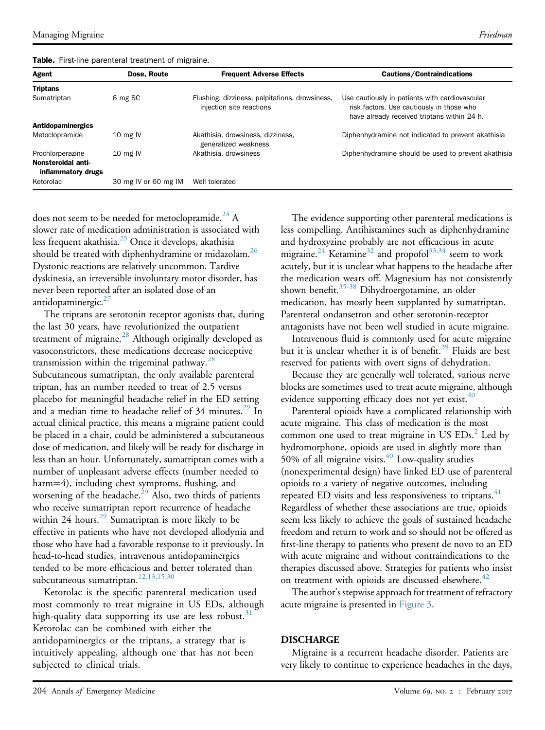**Table.** First-line parenteral treatment of migraine.

| Agent | Dose, Route | Frequent Adverse Effects | Cautions/Contraindications |
|---|---|---|---|
| **Triptans** | | | |
| Sumatriptan | 6 mg SC | Flushing, dizziness, palpitations, drowsiness, injection site reactions | Use cautiously in patients with cardiovascular risk factors. Use cautiously in those who have already received triptans within 24 h. |
| **Antidopaminergics** | | | |
| Metoclopramide | 10 mg IV | Akathisia, drowsiness, dizziness, generalized weakness | Diphenhydramine not indicated to prevent akathisia |
| Prochlorperazine | 10 mg IV | Akathisia, drowsiness | Diphenhydramine should be used to prevent akathisia |
| **Nonsteroidal anti-inflammatory drugs** | | | |
| Ketorolac | 30 mg IV or 60 mg IM | Well tolerated | |

does not seem to be needed for metoclopramide.[24] A slower rate of medication administration is associated with less frequent akathisia.[25] Once it develops, akathisia should be treated with diphenhydramine or midazolam.[26] Dystonic reactions are relatively uncommon. Tardive dyskinesia, an irreversible involuntary motor disorder, has never been reported after an isolated dose of an antidopaminergic.[27]

The triptans are serotonin receptor agonists that, during the last 30 years, have revolutionized the outpatient treatment of migraine.[28] Although originally developed as vasoconstrictors, these medications decrease nociceptive transmission within the trigeminal pathway.[28] Subcutaneous sumatriptan, the only available parenteral triptan, has an number needed to treat of 2.5 versus placebo for meaningful headache relief in the ED setting and a median time to headache relief of 34 minutes.[29] In actual clinical practice, this means a migraine patient could be placed in a chair, could be administered a subcutaneous dose of medication, and likely will be ready for discharge in less than an hour. Unfortunately, sumatriptan comes with a number of unpleasant adverse effects (number needed to harm=4), including chest symptoms, flushing, and worsening of the headache.[29] Also, two thirds of patients who receive sumatriptan report recurrence of headache within 24 hours.[29] Sumatriptan is more likely to be effective in patients who have not developed allodynia and those who have had a favorable response to it previously. In head-to-head studies, intravenous antidopaminergics tended to be more efficacious and better tolerated than subcutaneous sumatriptan.[12,13,15,30]

Ketorolac is the specific parenteral medication used most commonly to treat migraine in US EDs, although high-quality data supporting its use are less robust.[31] Ketorolac can be combined with either the antidopaminergics or the triptans, a strategy that is intuitively appealing, although one that has not been subjected to clinical trials.

The evidence supporting other parenteral medications is less compelling. Antihistamines such as diphenhydramine and hydroxyzine probably are not efficacious in acute migraine.[24] Ketamine[32] and propofol[33,34] seem to work acutely, but it is unclear what happens to the headache after the medication wears off. Magnesium has not consistently shown benefit.[35-38] Dihydroergotamine, an older medication, has mostly been supplanted by sumatriptan. Parenteral ondansetron and other serotonin-receptor antagonists have not been well studied in acute migraine.

Intravenous fluid is commonly used for acute migraine but it is unclear whether it is of benefit.[39] Fluids are best reserved for patients with overt signs of dehydration.

Because they are generally well tolerated, various nerve blocks are sometimes used to treat acute migraine, although evidence supporting efficacy does not yet exist.[40]

Parenteral opioids have a complicated relationship with acute migraine. This class of medication is the most common one used to treat migraine in US EDs.[2] Led by hydromorphone, opioids are used in slightly more than 50% of all migraine visits.[40] Low-quality studies (nonexperimental design) have linked ED use of parenteral opioids to a variety of negative outcomes, including repeated ED visits and less responsiveness to triptans.[41] Regardless of whether these associations are true, opioids seem less likely to achieve the goals of sustained headache freedom and return to work and so should not be offered as first-line therapy to patients who present de novo to an ED with acute migraine and without contraindications to the therapies discussed above. Strategies for patients who insist on treatment with opioids are discussed elsewhere.[42]

The author's stepwise approach for treatment of refractory acute migraine is presented in Figure 3.

## DISCHARGE

Migraine is a recurrent headache disorder. Patients are very likely to continue to experience headaches in the days,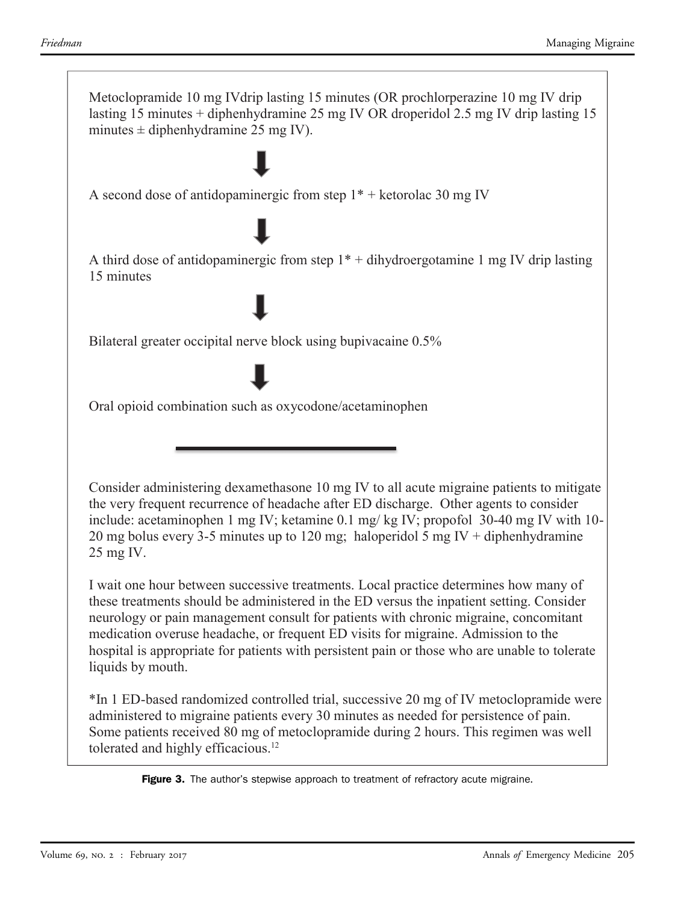Metoclopramide 10 mg IVdrip lasting 15 minutes (OR prochlorperazine 10 mg IV drip lasting 15 minutes + diphenhydramine 25 mg IV OR droperidol 2.5 mg IV drip lasting 15 minutes ± diphenhydramine 25 mg IV).

⬇

A second dose of antidopaminergic from step 1* + ketorolac 30 mg IV

⬇

A third dose of antidopaminergic from step 1* + dihydroergotamine 1 mg IV drip lasting 15 minutes

⬇

Bilateral greater occipital nerve block using bupivacaine 0.5%

⬇

Oral opioid combination such as oxycodone/acetaminophen

---

Consider administering dexamethasone 10 mg IV to all acute migraine patients to mitigate the very frequent recurrence of headache after ED discharge. Other agents to consider include: acetaminophen 1 mg IV; ketamine 0.1 mg/ kg IV; propofol 30-40 mg IV with 10-20 mg bolus every 3-5 minutes up to 120 mg; haloperidol 5 mg IV + diphenhydramine 25 mg IV.

I wait one hour between successive treatments. Local practice determines how many of these treatments should be administered in the ED versus the inpatient setting. Consider neurology or pain management consult for patients with chronic migraine, concomitant medication overuse headache, or frequent ED visits for migraine. Admission to the hospital is appropriate for patients with persistent pain or those who are unable to tolerate liquids by mouth.

*In 1 ED-based randomized controlled trial, successive 20 mg of IV metoclopramide were administered to migraine patients every 30 minutes as needed for persistence of pain. Some patients received 80 mg of metoclopramide during 2 hours. This regimen was well tolerated and highly efficacious.[12]

**Figure 3.** The author's stepwise approach to treatment of refractory acute migraine.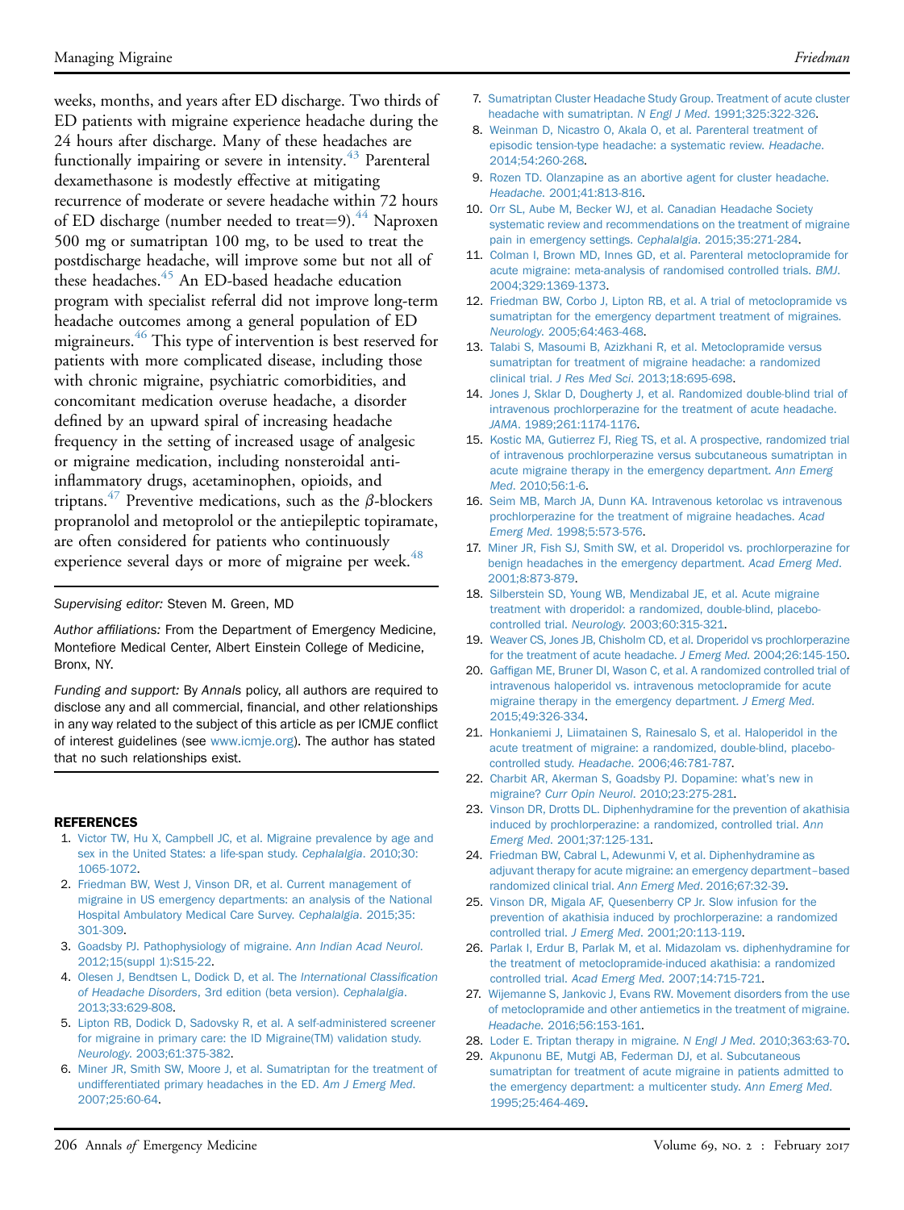weeks, months, and years after ED discharge. Two thirds of ED patients with migraine experience headache during the 24 hours after discharge. Many of these headaches are functionally impairing or severe in intensity.[43] Parenteral dexamethasone is modestly effective at mitigating recurrence of moderate or severe headache within 72 hours of ED discharge (number needed to treat=9).[44] Naproxen 500 mg or sumatriptan 100 mg, to be used to treat the postdischarge headache, will improve some but not all of these headaches.[45] An ED-based headache education program with specialist referral did not improve long-term headache outcomes among a general population of ED migraineurs.[46] This type of intervention is best reserved for patients with more complicated disease, including those with chronic migraine, psychiatric comorbidities, and concomitant medication overuse headache, a disorder defined by an upward spiral of increasing headache frequency in the setting of increased usage of analgesic or migraine medication, including nonsteroidal anti-inflammatory drugs, acetaminophen, opioids, and triptans.[47] Preventive medications, such as the $\beta$-blockers propranolol and metoprolol or the antiepileptic topiramate, are often considered for patients who continuously experience several days or more of migraine per week.[48]

*Supervising editor:* Steven M. Green, MD

*Author affiliations:* From the Department of Emergency Medicine, Montefiore Medical Center, Albert Einstein College of Medicine, Bronx, NY.

*Funding and support:* By *Annals* policy, all authors are required to disclose any and all commercial, financial, and other relationships in any way related to the subject of this article as per ICMJE conflict of interest guidelines (see www.icmje.org). The author has stated that no such relationships exist.

## REFERENCES

1. Victor TW, Hu X, Campbell JC, et al. Migraine prevalence by age and sex in the United States: a life-span study. *Cephalalgia*. 2010;30:1065-1072.
2. Friedman BW, West J, Vinson DR, et al. Current management of migraine in US emergency departments: an analysis of the National Hospital Ambulatory Medical Care Survey. *Cephalalgia*. 2015;35:301-309.
3. Goadsby PJ. Pathophysiology of migraine. *Ann Indian Acad Neurol*. 2012;15(suppl 1):S15-22.
4. Olesen J, Bendtsen L, Dodick D, et al. The *International Classification of Headache Disorders*, 3rd edition (beta version). *Cephalalgia*. 2013;33:629-808.
5. Lipton RB, Dodick D, Sadovsky R, et al. A self-administered screener for migraine in primary care: the ID Migraine(TM) validation study. *Neurology*. 2003;61:375-382.
6. Miner JR, Smith SW, Moore J, et al. Sumatriptan for the treatment of undifferentiated primary headaches in the ED. *Am J Emerg Med*. 2007;25:60-64.
7. Sumatriptan Cluster Headache Study Group. Treatment of acute cluster headache with sumatriptan. *N Engl J Med*. 1991;325:322-326.
8. Weinman D, Nicastro O, Akala O, et al. Parenteral treatment of episodic tension-type headache: a systematic review. *Headache*. 2014;54:260-268.
9. Rozen TD. Olanzapine as an abortive agent for cluster headache. *Headache*. 2001;41:813-816.
10. Orr SL, Aube M, Becker WJ, et al. Canadian Headache Society systematic review and recommendations on the treatment of migraine pain in emergency settings. *Cephalalgia*. 2015;35:271-284.
11. Colman I, Brown MD, Innes GD, et al. Parenteral metoclopramide for acute migraine: meta-analysis of randomised controlled trials. *BMJ*. 2004;329:1369-1373.
12. Friedman BW, Corbo J, Lipton RB, et al. A trial of metoclopramide vs sumatriptan for the emergency department treatment of migraines. *Neurology*. 2005;64:463-468.
13. Talabi S, Masoumi B, Azizkhani R, et al. Metoclopramide versus sumatriptan for treatment of migraine headache: a randomized clinical trial. *J Res Med Sci*. 2013;18:695-698.
14. Jones J, Sklar D, Dougherty J, et al. Randomized double-blind trial of intravenous prochlorperazine for the treatment of acute headache. *JAMA*. 1989;261:1174-1176.
15. Kostic MA, Gutierrez FJ, Rieg TS, et al. A prospective, randomized trial of intravenous prochlorperazine versus subcutaneous sumatriptan in acute migraine therapy in the emergency department. *Ann Emerg Med*. 2010;56:1-6.
16. Seim MB, March JA, Dunn KA. Intravenous ketorolac vs intravenous prochlorperazine for the treatment of migraine headaches. *Acad Emerg Med*. 1998;5:573-576.
17. Miner JR, Fish SJ, Smith SW, et al. Droperidol vs. prochlorperazine for benign headaches in the emergency department. *Acad Emerg Med*. 2001;8:873-879.
18. Silberstein SD, Young WB, Mendizabal JE, et al. Acute migraine treatment with droperidol: a randomized, double-blind, placebo-controlled trial. *Neurology*. 2003;60:315-321.
19. Weaver CS, Jones JB, Chisholm CD, et al. Droperidol vs prochlorperazine for the treatment of acute headache. *J Emerg Med*. 2004;26:145-150.
20. Gaffigan ME, Bruner DI, Wason C, et al. A randomized controlled trial of intravenous haloperidol vs. intravenous metoclopramide for acute migraine therapy in the emergency department. *J Emerg Med*. 2015;49:326-334.
21. Honkaniemi J, Liimatainen S, Rainesalo S, et al. Haloperidol in the acute treatment of migraine: a randomized, double-blind, placebo-controlled study. *Headache*. 2006;46:781-787.
22. Charbit AR, Akerman S, Goadsby PJ. Dopamine: what's new in migraine? *Curr Opin Neurol*. 2010;23:275-281.
23. Vinson DR, Drotts DL. Diphenhydramine for the prevention of akathisia induced by prochlorperazine: a randomized, controlled trial. *Ann Emerg Med*. 2001;37:125-131.
24. Friedman BW, Cabral L, Adewunmi V, et al. Diphenhydramine as adjuvant therapy for acute migraine: an emergency department–based randomized clinical trial. *Ann Emerg Med*. 2016;67:32-39.
25. Vinson DR, Migala AF, Quesenberry CP Jr. Slow infusion for the prevention of akathisia induced by prochlorperazine: a randomized controlled trial. *J Emerg Med*. 2001;20:113-119.
26. Parlak I, Erdur B, Parlak M, et al. Midazolam vs. diphenhydramine for the treatment of metoclopramide-induced akathisia: a randomized controlled trial. *Acad Emerg Med*. 2007;14:715-721.
27. Wijemanne S, Jankovic J, Evans RW. Movement disorders from the use of metoclopramide and other antiemetics in the treatment of migraine. *Headache*. 2016;56:153-161.
28. Loder E. Triptan therapy in migraine. *N Engl J Med*. 2010;363:63-70.
29. Akpunonu BE, Mutgi AB, Federman DJ, et al. Subcutaneous sumatriptan for treatment of acute migraine in patients admitted to the emergency department: a multicenter study. *Ann Emerg Med*. 1995;25:464-469.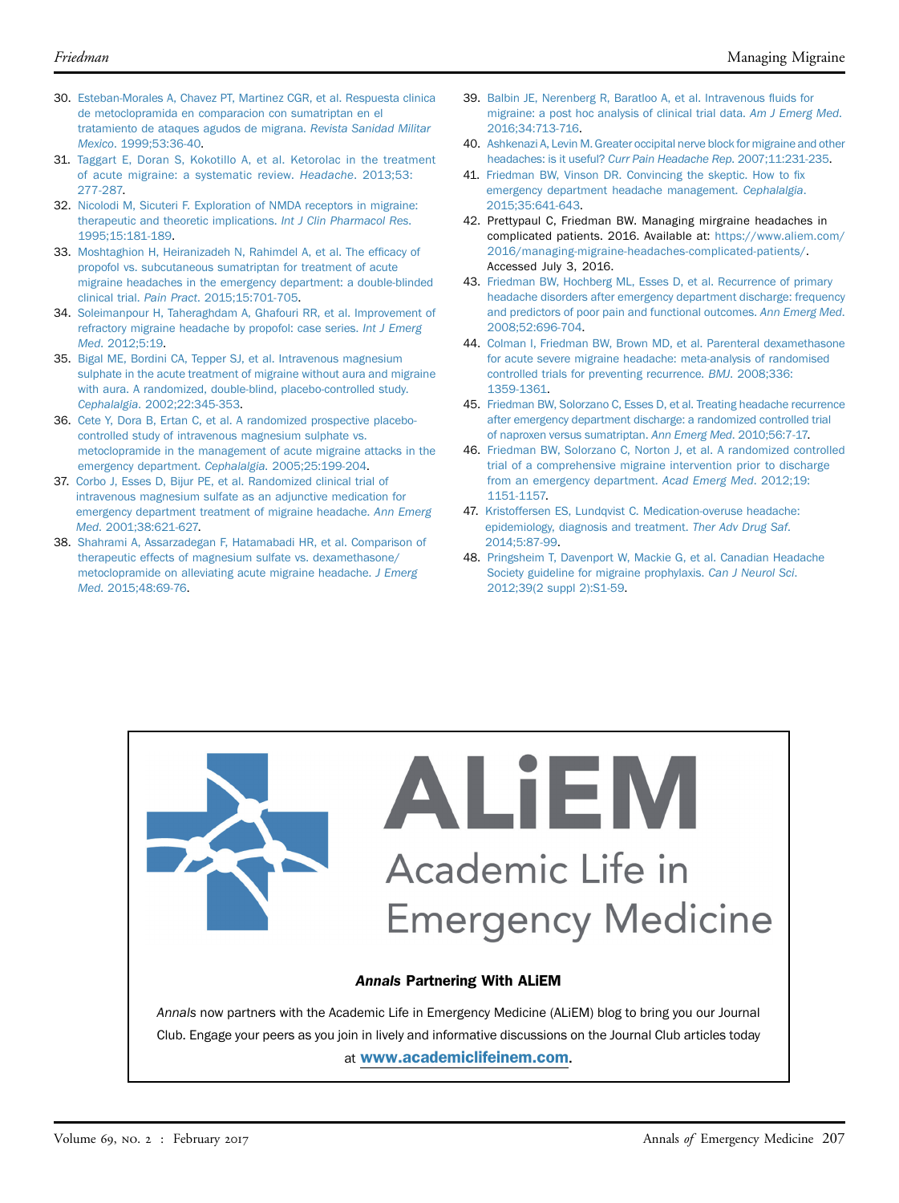30. Esteban-Morales A, Chavez PT, Martinez CGR, et al. Respuesta clinica de metoclopramida en comparacion con sumatriptan en el tratamiento de ataques agudos de migrana. *Revista Sanidad Militar Mexico*. 1999;53:36-40.
31. Taggart E, Doran S, Kokotillo A, et al. Ketorolac in the treatment of acute migraine: a systematic review. *Headache*. 2013;53:277-287.
32. Nicolodi M, Sicuteri F. Exploration of NMDA receptors in migraine: therapeutic and theoretic implications. *Int J Clin Pharmacol Res*. 1995;15:181-189.
33. Moshtaghion H, Heiranizadeh N, Rahimdel A, et al. The efficacy of propofol vs. subcutaneous sumatriptan for treatment of acute migraine headaches in the emergency department: a double-blinded clinical trial. *Pain Pract*. 2015;15:701-705.
34. Soleimanpour H, Taheraghdam A, Ghafouri RR, et al. Improvement of refractory migraine headache by propofol: case series. *Int J Emerg Med*. 2012;5:19.
35. Bigal ME, Bordini CA, Tepper SJ, et al. Intravenous magnesium sulphate in the acute treatment of migraine without aura and migraine with aura. A randomized, double-blind, placebo-controlled study. *Cephalalgia*. 2002;22:345-353.
36. Cete Y, Dora B, Ertan C, et al. A randomized prospective placebo-controlled study of intravenous magnesium sulphate vs. metoclopramide in the management of acute migraine attacks in the emergency department. *Cephalalgia*. 2005;25:199-204.
37. Corbo J, Esses D, Bijur PE, et al. Randomized clinical trial of intravenous magnesium sulfate as an adjunctive medication for emergency department treatment of migraine headache. *Ann Emerg Med*. 2001;38:621-627.
38. Shahrami A, Assarzadegan F, Hatamabadi HR, et al. Comparison of therapeutic effects of magnesium sulfate vs. dexamethasone/metoclopramide on alleviating acute migraine headache. *J Emerg Med*. 2015;48:69-76.
39. Balbin JE, Nerenberg R, Baratloo A, et al. Intravenous fluids for migraine: a post hoc analysis of clinical trial data. *Am J Emerg Med*. 2016;34:713-716.
40. Ashkenazi A, Levin M. Greater occipital nerve block for migraine and other headaches: is it useful? *Curr Pain Headache Rep*. 2007;11:231-235.
41. Friedman BW, Vinson DR. Convincing the skeptic. How to fix emergency department headache management. *Cephalalgia*. 2015;35:641-643.
42. Prettypaul C, Friedman BW. Managing mirgraine headaches in complicated patients. 2016. Available at: https://www.aliem.com/2016/managing-migraine-headaches-complicated-patients/. Accessed July 3, 2016.
43. Friedman BW, Hochberg ML, Esses D, et al. Recurrence of primary headache disorders after emergency department discharge: frequency and predictors of poor pain and functional outcomes. *Ann Emerg Med*. 2008;52:696-704.
44. Colman I, Friedman BW, Brown MD, et al. Parenteral dexamethasone for acute severe migraine headache: meta-analysis of randomised controlled trials for preventing recurrence. *BMJ*. 2008;336:1359-1361.
45. Friedman BW, Solorzano C, Esses D, et al. Treating headache recurrence after emergency department discharge: a randomized controlled trial of naproxen versus sumatriptan. *Ann Emerg Med*. 2010;56:7-17.
46. Friedman BW, Solorzano C, Norton J, et al. A randomized controlled trial of a comprehensive migraine intervention prior to discharge from an emergency department. *Acad Emerg Med*. 2012;19:1151-1157.
47. Kristoffersen ES, Lundqvist C. Medication-overuse headache: epidemiology, diagnosis and treatment. *Ther Adv Drug Saf*. 2014;5:87-99.
48. Pringsheim T, Davenport W, Mackie G, et al. Canadian Headache Society guideline for migraine prophylaxis. *Can J Neurol Sci*. 2012;39(2 suppl 2):S1-S59.

ALiEM

Academic Life in Emergency Medicine

**_Annals_ Partnering With ALiEM**

*Annals* now partners with the Academic Life in Emergency Medicine (ALiEM) blog to bring you our Journal Club. Engage your peers as you join in lively and informative discussions on the Journal Club articles today at **www.academiclifeinem.com**.